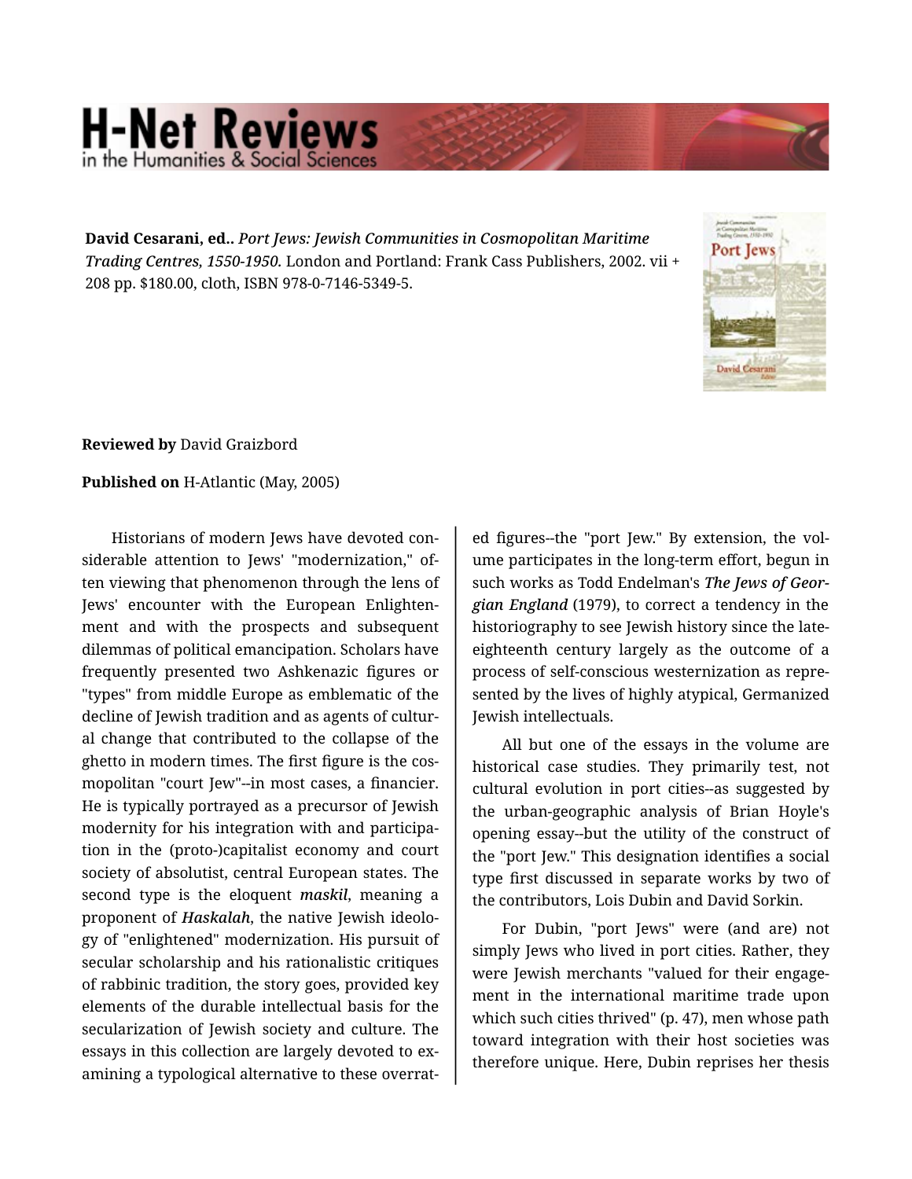**David Cesarani, ed..** *Port Jews: Jewish Communities in Cosmopolitan Maritime Trading Centres, 1550-1950.* London and Portland: Frank Cass Publishers, 2002. vii + 208 pp. $180.00, cloth, ISBN 978-0-7146-5349-5.

**Reviewed by** David Graizbord

**Published on** H-Atlantic (May, 2005)

Historians of modern Jews have devoted considerable attention to Jews' "modernization," often viewing that phenomenon through the lens of Jews' encounter with the European Enlightenment and with the prospects and subsequent dilemmas of political emancipation. Scholars have frequently presented two Ashkenazic figures or "types" from middle Europe as emblematic of the decline of Jewish tradition and as agents of cultural change that contributed to the collapse of the ghetto in modern times. The first figure is the cosmopolitan "court Jew"--in most cases, a financier. He is typically portrayed as a precursor of Jewish modernity for his integration with and participation in the (proto-)capitalist economy and court society of absolutist, central European states. The second type is the eloquent ***maskil***, meaning a proponent of ***Haskalah***, the native Jewish ideology of "enlightened" modernization. His pursuit of secular scholarship and his rationalistic critiques of rabbinic tradition, the story goes, provided key elements of the durable intellectual basis for the secularization of Jewish society and culture. The essays in this collection are largely devoted to examining a typological alternative to these overrated figures--the "port Jew." By extension, the volume participates in the long-term effort, begun in such works as Todd Endelman's ***The Jews of Georgian England*** (1979), to correct a tendency in the historiography to see Jewish history since the late-eighteenth century largely as the outcome of a process of self-conscious westernization as represented by the lives of highly atypical, Germanized Jewish intellectuals.

All but one of the essays in the volume are historical case studies. They primarily test, not cultural evolution in port cities--as suggested by the urban-geographic analysis of Brian Hoyle's opening essay--but the utility of the construct of the "port Jew." This designation identifies a social type first discussed in separate works by two of the contributors, Lois Dubin and David Sorkin.

For Dubin, "port Jews" were (and are) not simply Jews who lived in port cities. Rather, they were Jewish merchants "valued for their engagement in the international maritime trade upon which such cities thrived" (p. 47), men whose path toward integration with their host societies was therefore unique. Here, Dubin reprises her thesis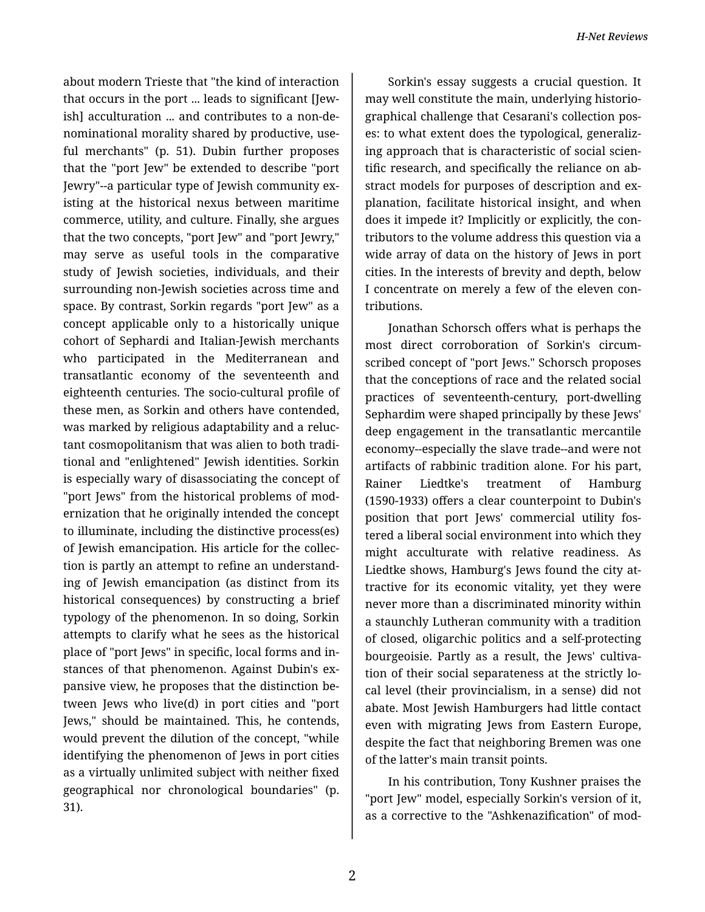about modern Trieste that "the kind of interaction that occurs in the port ... leads to significant [Jewish] acculturation ... and contributes to a non-denominational morality shared by productive, useful merchants" (p. 51). Dubin further proposes that the "port Jew" be extended to describe "port Jewry"--a particular type of Jewish community existing at the historical nexus between maritime commerce, utility, and culture. Finally, she argues that the two concepts, "port Jew" and "port Jewry," may serve as useful tools in the comparative study of Jewish societies, individuals, and their surrounding non-Jewish societies across time and space. By contrast, Sorkin regards "port Jew" as a concept applicable only to a historically unique cohort of Sephardi and Italian-Jewish merchants who participated in the Mediterranean and transatlantic economy of the seventeenth and eighteenth centuries. The socio-cultural profile of these men, as Sorkin and others have contended, was marked by religious adaptability and a reluctant cosmopolitanism that was alien to both traditional and "enlightened" Jewish identities. Sorkin is especially wary of disassociating the concept of "port Jews" from the historical problems of modernization that he originally intended the concept to illuminate, including the distinctive process(es) of Jewish emancipation. His article for the collection is partly an attempt to refine an understanding of Jewish emancipation (as distinct from its historical consequences) by constructing a brief typology of the phenomenon. In so doing, Sorkin attempts to clarify what he sees as the historical place of "port Jews" in specific, local forms and instances of that phenomenon. Against Dubin's expansive view, he proposes that the distinction between Jews who live(d) in port cities and "port Jews," should be maintained. This, he contends, would prevent the dilution of the concept, "while identifying the phenomenon of Jews in port cities as a virtually unlimited subject with neither fixed geographical nor chronological boundaries" (p. 31).

Sorkin's essay suggests a crucial question. It may well constitute the main, underlying historiographical challenge that Cesarani's collection poses: to what extent does the typological, generalizing approach that is characteristic of social scientific research, and specifically the reliance on abstract models for purposes of description and explanation, facilitate historical insight, and when does it impede it? Implicitly or explicitly, the contributors to the volume address this question via a wide array of data on the history of Jews in port cities. In the interests of brevity and depth, below I concentrate on merely a few of the eleven contributions.

Jonathan Schorsch offers what is perhaps the most direct corroboration of Sorkin's circumscribed concept of "port Jews." Schorsch proposes that the conceptions of race and the related social practices of seventeenth-century, port-dwelling Sephardim were shaped principally by these Jews' deep engagement in the transatlantic mercantile economy--especially the slave trade--and were not artifacts of rabbinic tradition alone. For his part, Rainer Liedtke's treatment of Hamburg (1590-1933) offers a clear counterpoint to Dubin's position that port Jews' commercial utility fostered a liberal social environment into which they might acculturate with relative readiness. As Liedtke shows, Hamburg's Jews found the city attractive for its economic vitality, yet they were never more than a discriminated minority within a staunchly Lutheran community with a tradition of closed, oligarchic politics and a self-protecting bourgeoisie. Partly as a result, the Jews' cultivation of their social separateness at the strictly local level (their provincialism, in a sense) did not abate. Most Jewish Hamburgers had little contact even with migrating Jews from Eastern Europe, despite the fact that neighboring Bremen was one of the latter's main transit points.

In his contribution, Tony Kushner praises the "port Jew" model, especially Sorkin's version of it, as a corrective to the "Ashkenazification" of mod-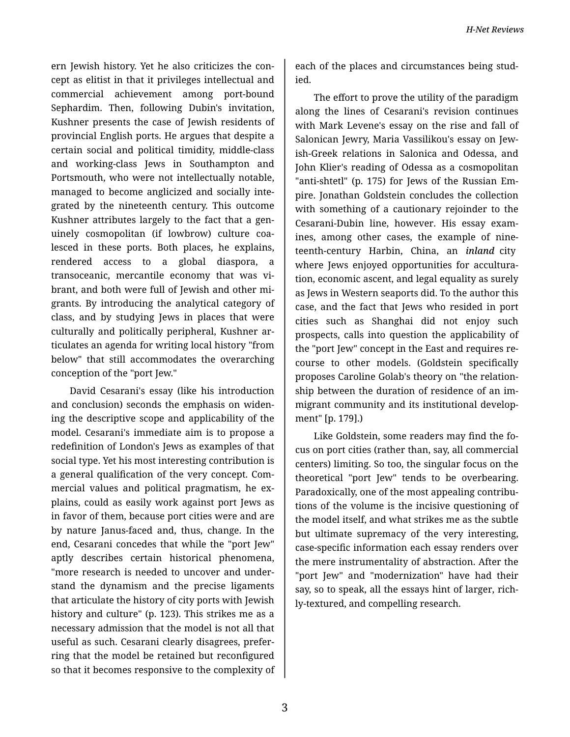ern Jewish history. Yet he also criticizes the concept as elitist in that it privileges intellectual and commercial achievement among port-bound Sephardim. Then, following Dubin's invitation, Kushner presents the case of Jewish residents of provincial English ports. He argues that despite a certain social and political timidity, middle-class and working-class Jews in Southampton and Portsmouth, who were not intellectually notable, managed to become anglicized and socially integrated by the nineteenth century. This outcome Kushner attributes largely to the fact that a genuinely cosmopolitan (if lowbrow) culture coalesced in these ports. Both places, he explains, rendered access to a global diaspora, a transoceanic, mercantile economy that was vibrant, and both were full of Jewish and other migrants. By introducing the analytical category of class, and by studying Jews in places that were culturally and politically peripheral, Kushner articulates an agenda for writing local history "from below" that still accommodates the overarching conception of the "port Jew."

David Cesarani's essay (like his introduction and conclusion) seconds the emphasis on widening the descriptive scope and applicability of the model. Cesarani's immediate aim is to propose a redefinition of London's Jews as examples of that social type. Yet his most interesting contribution is a general qualification of the very concept. Commercial values and political pragmatism, he explains, could as easily work against port Jews as in favor of them, because port cities were and are by nature Janus-faced and, thus, change. In the end, Cesarani concedes that while the "port Jew" aptly describes certain historical phenomena, "more research is needed to uncover and understand the dynamism and the precise ligaments that articulate the history of city ports with Jewish history and culture" (p. 123). This strikes me as a necessary admission that the model is not all that useful as such. Cesarani clearly disagrees, preferring that the model be retained but reconfigured so that it becomes responsive to the complexity of each of the places and circumstances being studied.

The effort to prove the utility of the paradigm along the lines of Cesarani's revision continues with Mark Levene's essay on the rise and fall of Salonican Jewry, Maria Vassilikou's essay on Jewish-Greek relations in Salonica and Odessa, and John Klier's reading of Odessa as a cosmopolitan "anti-shtetl" (p. 175) for Jews of the Russian Empire. Jonathan Goldstein concludes the collection with something of a cautionary rejoinder to the Cesarani-Dubin line, however. His essay examines, among other cases, the example of nineteenth-century Harbin, China, an ***inland*** city where Jews enjoyed opportunities for acculturation, economic ascent, and legal equality as surely as Jews in Western seaports did. To the author this case, and the fact that Jews who resided in port cities such as Shanghai did not enjoy such prospects, calls into question the applicability of the "port Jew" concept in the East and requires recourse to other models. (Goldstein specifically proposes Caroline Golab's theory on "the relationship between the duration of residence of an immigrant community and its institutional development" [p. 179].)

Like Goldstein, some readers may find the focus on port cities (rather than, say, all commercial centers) limiting. So too, the singular focus on the theoretical "port Jew" tends to be overbearing. Paradoxically, one of the most appealing contributions of the volume is the incisive questioning of the model itself, and what strikes me as the subtle but ultimate supremacy of the very interesting, case-specific information each essay renders over the mere instrumentality of abstraction. After the "port Jew" and "modernization" have had their say, so to speak, all the essays hint of larger, richly-textured, and compelling research.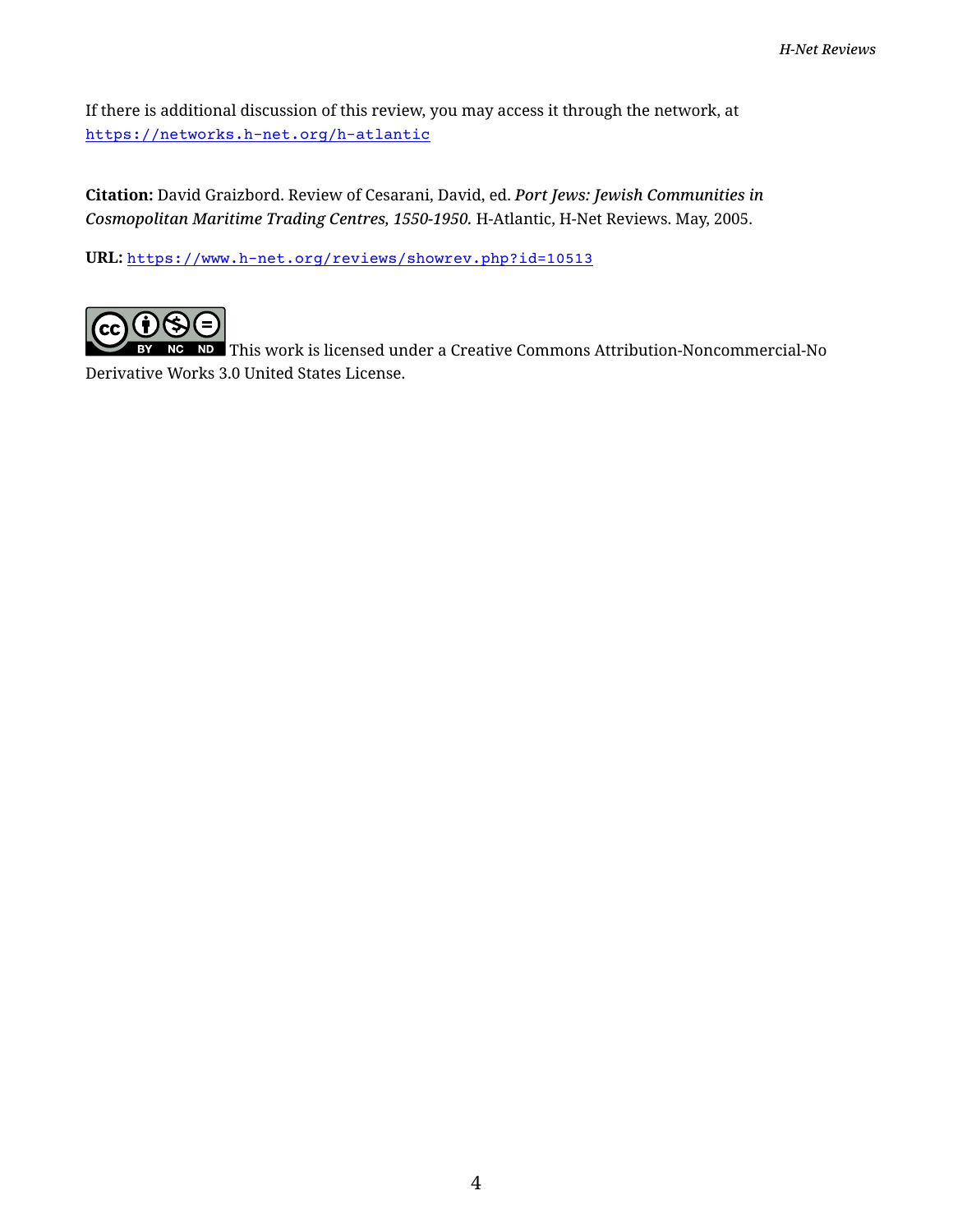If there is additional discussion of this review, you may access it through the network, at https://networks.h-net.org/h-atlantic

**Citation:** David Graizbord. Review of Cesarani, David, ed. ***Port Jews: Jewish Communities in Cosmopolitan Maritime Trading Centres, 1550-1950.*** H-Atlantic, H-Net Reviews. May, 2005.

**URL:** https://www.h-net.org/reviews/showrev.php?id=10513

This work is licensed under a Creative Commons Attribution-Noncommercial-No Derivative Works 3.0 United States License.